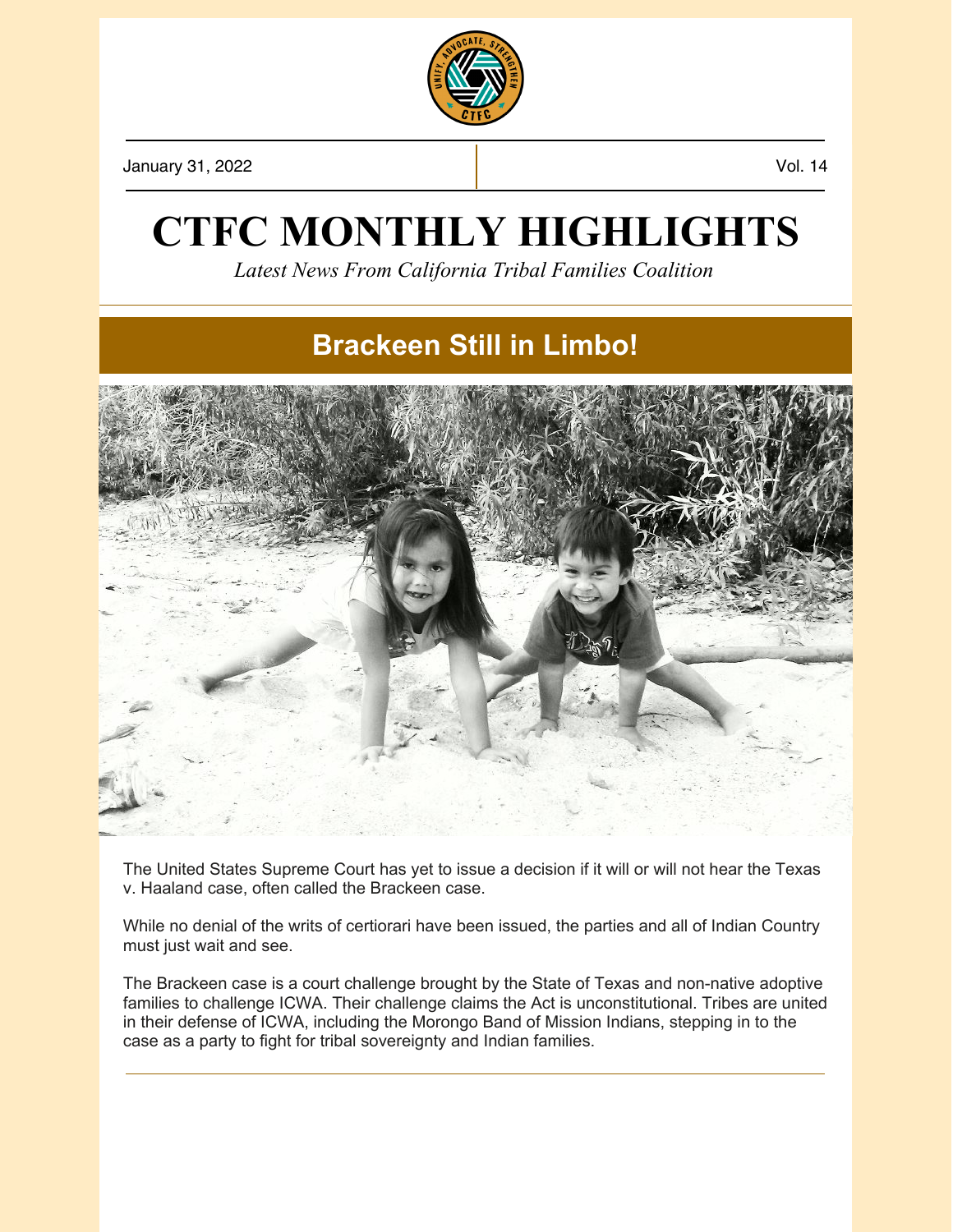January 31, 2022

Vol. 14

# CTFC MONTHLY HIGHLIGHTS

*Latest News From California Tribal Families Coalition*

## Brackeen Still in Limbo!

The United States Supreme Court has yet to issue a decision if it will or will not hear the Texas v. Haaland case, often called the Brackeen case.

While no denial of the writs of certiorari have been issued, the parties and all of Indian Country must just wait and see.

The Brackeen case is a court challenge brought by the State of Texas and non-native adoptive families to challenge ICWA. Their challenge claims the Act is unconstitutional. Tribes are united in their defense of ICWA, including the Morongo Band of Mission Indians, stepping in to the case as a party to fight for tribal sovereignty and Indian families.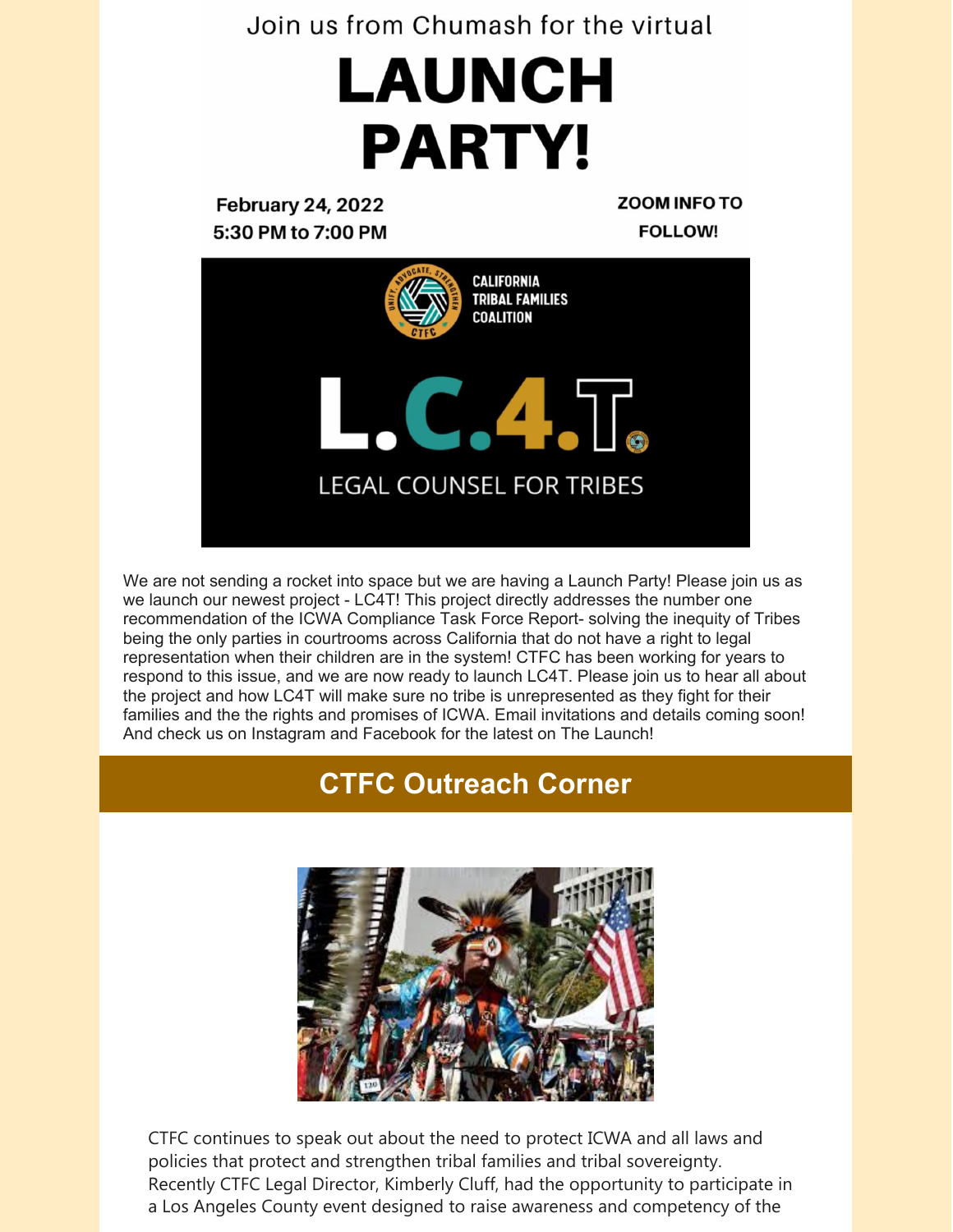Join us from Chumash for the virtual

# LAUNCH PARTY!

**February 24, 2022**
**5:30 PM to 7:00 PM**

**ZOOM INFO TO FOLLOW!**

CALIFORNIA TRIBAL FAMILIES COALITION

L.C.4.T.

LEGAL COUNSEL FOR TRIBES

We are not sending a rocket into space but we are having a Launch Party! Please join us as we launch our newest project - LC4T! This project directly addresses the number one recommendation of the ICWA Compliance Task Force Report- solving the inequity of Tribes being the only parties in courtrooms across California that do not have a right to legal representation when their children are in the system! CTFC has been working for years to respond to this issue, and we are now ready to launch LC4T. Please join us to hear all about the project and how LC4T will make sure no tribe is unrepresented as they fight for their families and the the rights and promises of ICWA. Email invitations and details coming soon! And check us on Instagram and Facebook for the latest on The Launch!

## CTFC Outreach Corner

CTFC continues to speak out about the need to protect ICWA and all laws and policies that protect and strengthen tribal families and tribal sovereignty. Recently CTFC Legal Director, Kimberly Cluff, had the opportunity to participate in a Los Angeles County event designed to raise awareness and competency of the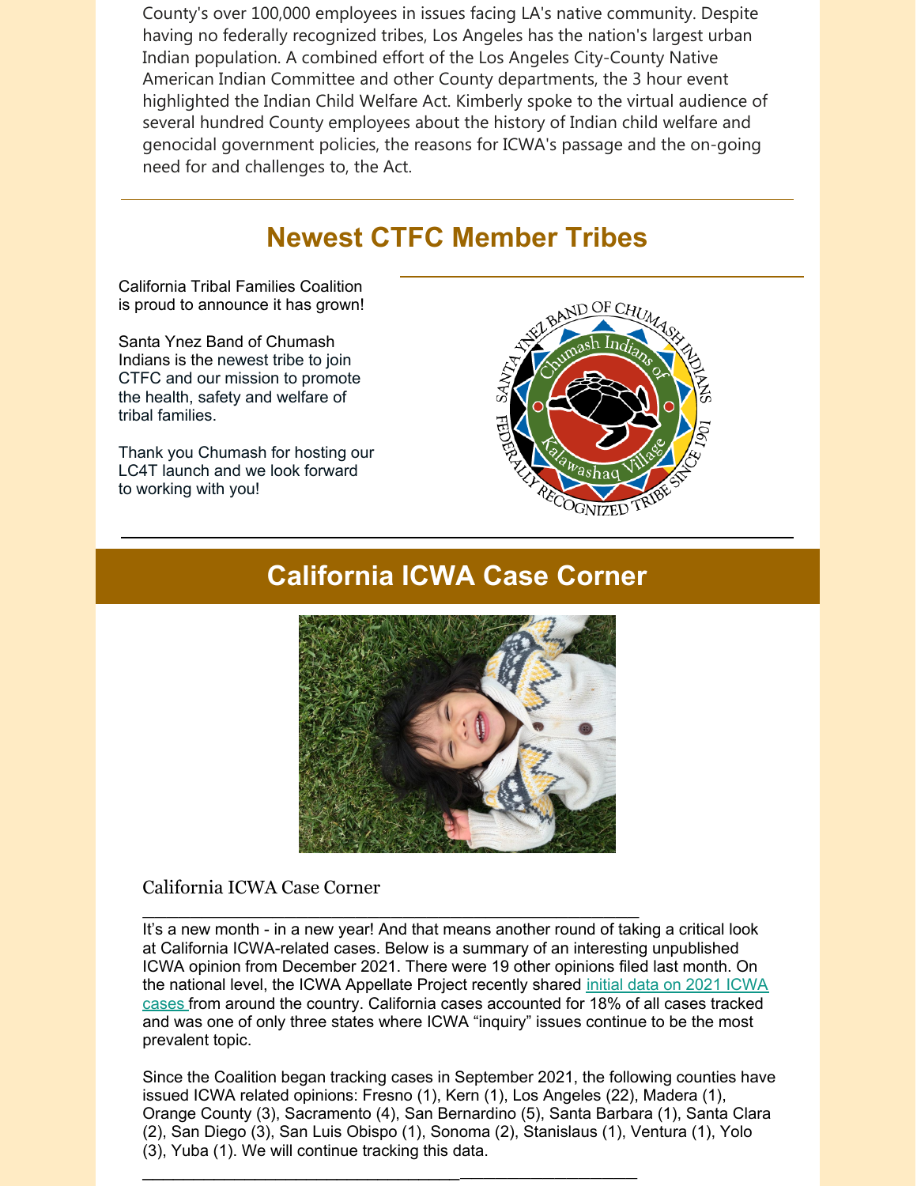County's over 100,000 employees in issues facing LA's native community. Despite having no federally recognized tribes, Los Angeles has the nation's largest urban Indian population. A combined effort of the Los Angeles City-County Native American Indian Committee and other County departments, the 3 hour event highlighted the Indian Child Welfare Act. Kimberly spoke to the virtual audience of several hundred County employees about the history of Indian child welfare and genocidal government policies, the reasons for ICWA's passage and the on-going need for and challenges to, the Act.

## Newest CTFC Member Tribes

California Tribal Families Coalition is proud to announce it has grown!

Santa Ynez Band of Chumash Indians is the newest tribe to join CTFC and our mission to promote the health, safety and welfare of tribal families.

Thank you Chumash for hosting our LC4T launch and we look forward to working with you!

## California ICWA Case Corner

California ICWA Case Corner

It's a new month - in a new year! And that means another round of taking a critical look at California ICWA-related cases. Below is a summary of an interesting unpublished ICWA opinion from December 2021. There were 19 other opinions filed last month. On the national level, the ICWA Appellate Project recently shared initial data on 2021 ICWA cases from around the country. California cases accounted for 18% of all cases tracked and was one of only three states where ICWA "inquiry" issues continue to be the most prevalent topic.

Since the Coalition began tracking cases in September 2021, the following counties have issued ICWA related opinions: Fresno (1), Kern (1), Los Angeles (22), Madera (1), Orange County (3), Sacramento (4), San Bernardino (5), Santa Barbara (1), Santa Clara (2), San Diego (3), San Luis Obispo (1), Sonoma (2), Stanislaus (1), Ventura (1), Yolo (3), Yuba (1). We will continue tracking this data.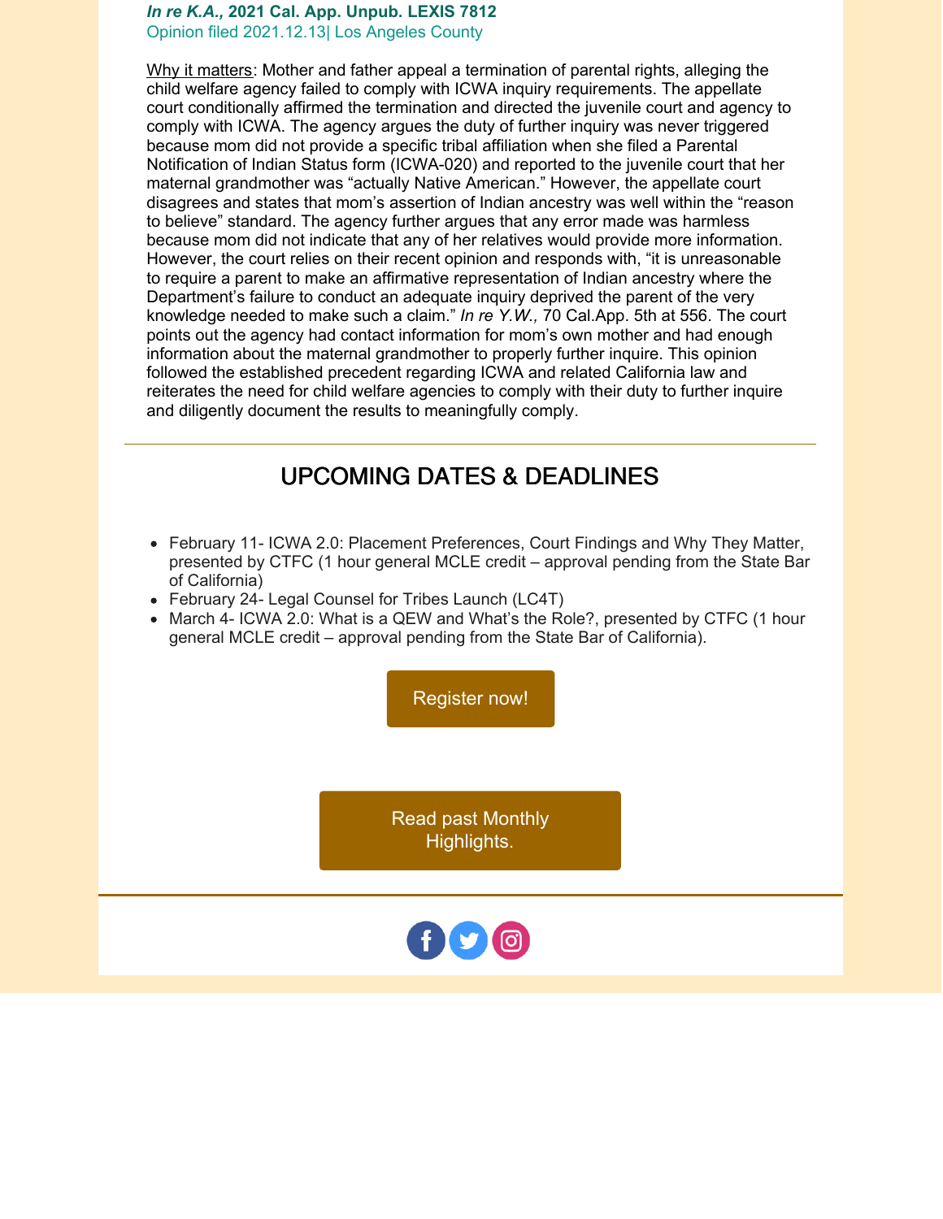***In re K.A.*, 2021 Cal. App. Unpub. LEXIS 7812**
Opinion filed 2021.12.13| Los Angeles County

Why it matters: Mother and father appeal a termination of parental rights, alleging the child welfare agency failed to comply with ICWA inquiry requirements. The appellate court conditionally affirmed the termination and directed the juvenile court and agency to comply with ICWA. The agency argues the duty of further inquiry was never triggered because mom did not provide a specific tribal affiliation when she filed a Parental Notification of Indian Status form (ICWA-020) and reported to the juvenile court that her maternal grandmother was "actually Native American." However, the appellate court disagrees and states that mom's assertion of Indian ancestry was well within the "reason to believe" standard. The agency further argues that any error made was harmless because mom did not indicate that any of her relatives would provide more information. However, the court relies on their recent opinion and responds with, "it is unreasonable to require a parent to make an affirmative representation of Indian ancestry where the Department's failure to conduct an adequate inquiry deprived the parent of the very knowledge needed to make such a claim." *In re Y.W.,* 70 Cal.App. 5th at 556. The court points out the agency had contact information for mom's own mother and had enough information about the maternal grandmother to properly further inquire. This opinion followed the established precedent regarding ICWA and related California law and reiterates the need for child welfare agencies to comply with their duty to further inquire and diligently document the results to meaningfully comply.

---

## UPCOMING DATES & DEADLINES

- February 11- ICWA 2.0: Placement Preferences, Court Findings and Why They Matter, presented by CTFC (1 hour general MCLE credit – approval pending from the State Bar of California)
- February 24- Legal Counsel for Tribes Launch (LC4T)
- March 4- ICWA 2.0: What is a QEW and What's the Role?, presented by CTFC (1 hour general MCLE credit – approval pending from the State Bar of California).

Register now!

Read past Monthly Highlights.